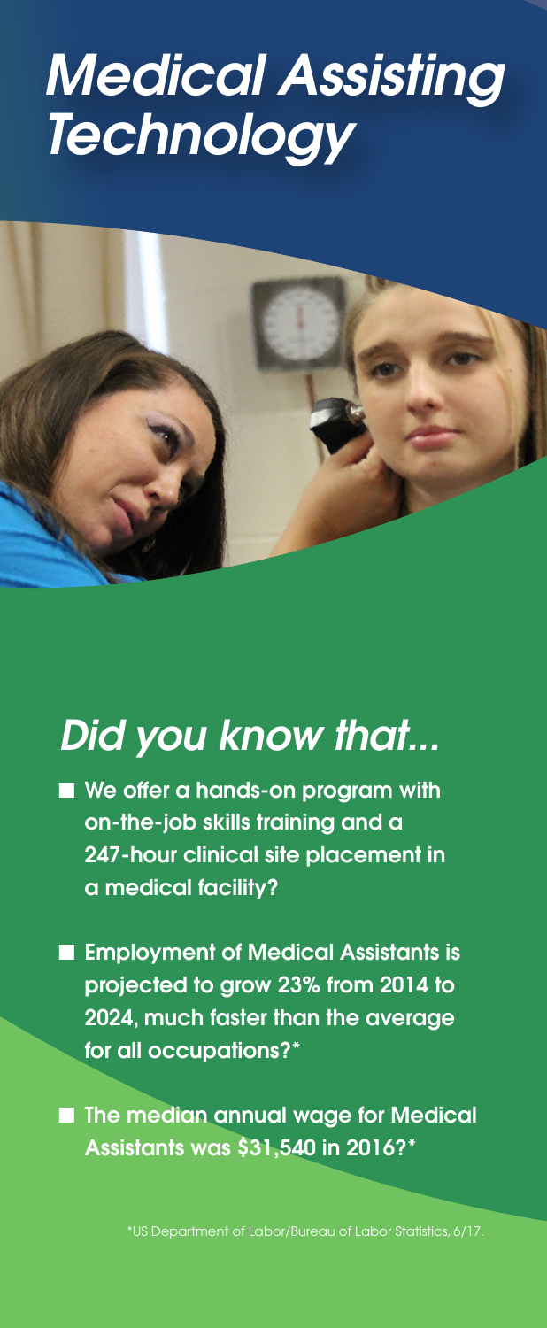# *Medical Assisting Technology*

## *Did you know that...*

- **We offer a hands-on program with on-the-job skills training and a 247-hour clinical site placement in a medical facility?**
- **Employment of Medical Assistants is projected to grow 23% from 2014 to 2024, much faster than the average for all occupations?***
- **The median annual wage for Medical Assistants was $31,540 in 2016?***

*US Department of Labor/Bureau of Labor Statistics, 6/17.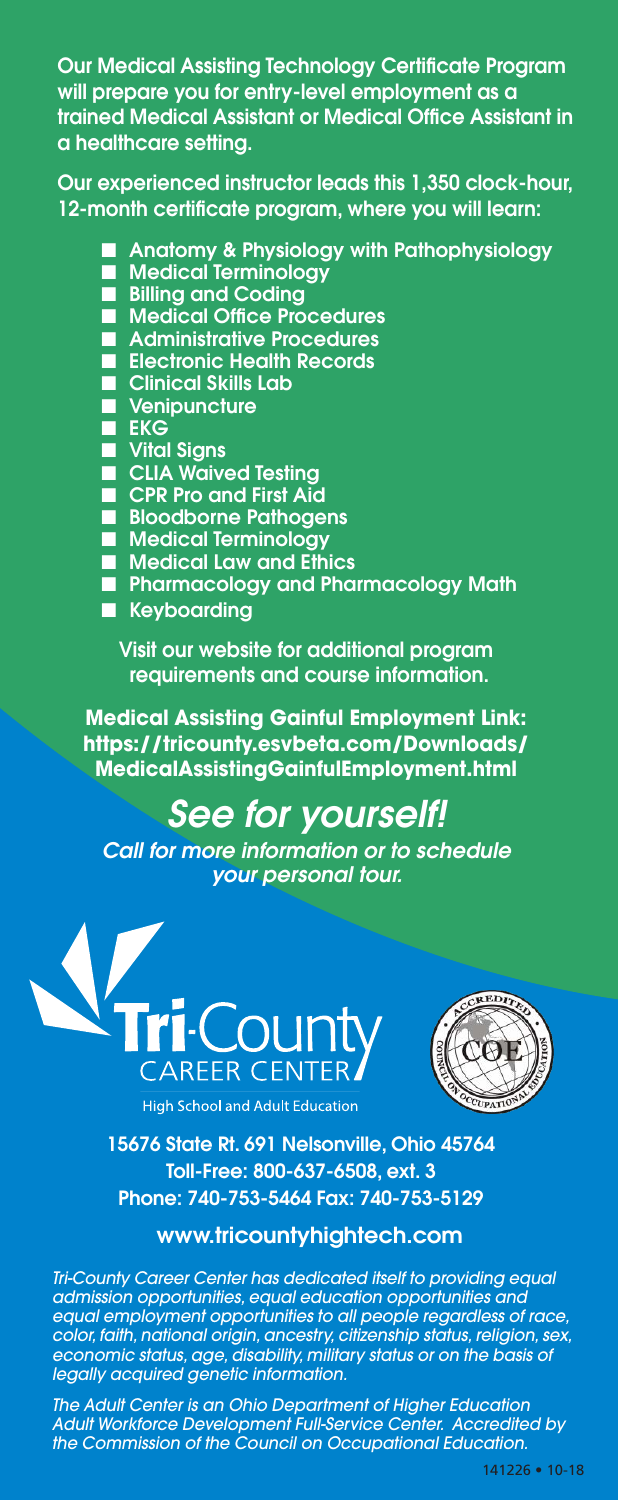**Our Medical Assisting Technology Certificate Program will prepare you for entry-level employment as a trained Medical Assistant or Medical Office Assistant in a healthcare setting.**

**Our experienced instructor leads this 1,350 clock-hour, 12-month certificate program, where you will learn:**

- Anatomy & Physiology with Pathophysiology
- Medical Terminology
- Billing and Coding
- Medical Office Procedures
- Administrative Procedures
- Electronic Health Records
- Clinical Skills Lab
- Venipuncture
- EKG
- Vital Signs
- CLIA Waived Testing
- CPR Pro and First Aid
- Bloodborne Pathogens
- Medical Terminology
- Medical Law and Ethics
- Pharmacology and Pharmacology Math
- Keyboarding

**Visit our website for additional program requirements and course information.**

**Medical Assisting Gainful Employment Link: https://tricounty.esvbeta.com/Downloads/MedicalAssistingGainfulEmployment.html**

## *See for yourself!*

*Call for more information or to schedule your personal tour.*

Tri-County CAREER CENTER

High School and Adult Education

ACCREDITED • COE • COUNCIL ON OCCUPATIONAL EDUCATION

**15676 State Rt. 691 Nelsonville, Ohio 45764**
**Toll-Free: 800-637-6508, ext. 3**
**Phone: 740-753-5464 Fax: 740-753-5129**

**www.tricountyhightech.com**

*Tri-County Career Center has dedicated itself to providing equal admission opportunities, equal education opportunities and equal employment opportunities to all people regardless of race, color, faith, national origin, ancestry, citizenship status, religion, sex, economic status, age, disability, military status or on the basis of legally acquired genetic information.*

*The Adult Center is an Ohio Department of Higher Education Adult Workforce Development Full-Service Center. Accredited by the Commission of the Council on Occupational Education.*

141226 • 10-18